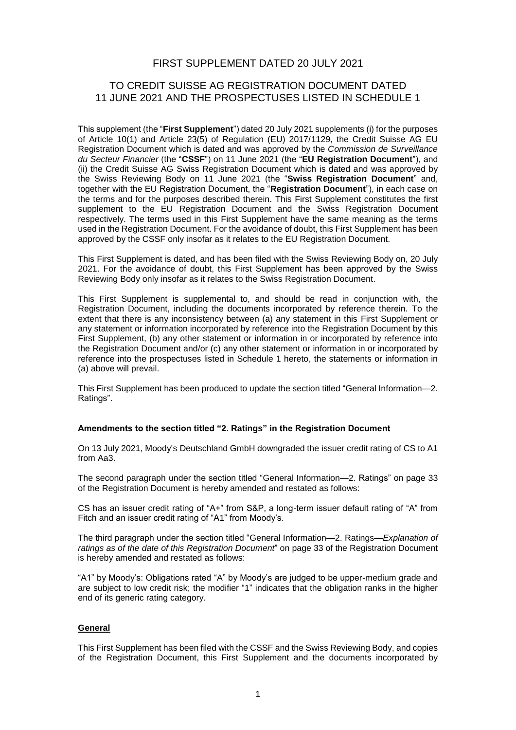# FIRST SUPPLEMENT DATED 20 JULY 2021

# TO CREDIT SUISSE AG REGISTRATION DOCUMENT DATED 11 JUNE 2021 AND THE PROSPECTUSES LISTED IN SCHEDULE 1

This supplement (the "**First Supplement**") dated 20 July 2021 supplements (i) for the purposes of Article 10(1) and Article 23(5) of Regulation (EU) 2017/1129, the Credit Suisse AG EU Registration Document which is dated and was approved by the *Commission de Surveillance du Secteur Financier* (the "**CSSF**") on 11 June 2021 (the "**EU Registration Document**"), and (ii) the Credit Suisse AG Swiss Registration Document which is dated and was approved by the Swiss Reviewing Body on 11 June 2021 (the "**Swiss Registration Document**" and, together with the EU Registration Document, the "**Registration Document**"), in each case on the terms and for the purposes described therein. This First Supplement constitutes the first supplement to the EU Registration Document and the Swiss Registration Document respectively. The terms used in this First Supplement have the same meaning as the terms used in the Registration Document. For the avoidance of doubt, this First Supplement has been approved by the CSSF only insofar as it relates to the EU Registration Document.

This First Supplement is dated, and has been filed with the Swiss Reviewing Body on, 20 July 2021. For the avoidance of doubt, this First Supplement has been approved by the Swiss Reviewing Body only insofar as it relates to the Swiss Registration Document.

This First Supplement is supplemental to, and should be read in conjunction with, the Registration Document, including the documents incorporated by reference therein. To the extent that there is any inconsistency between (a) any statement in this First Supplement or any statement or information incorporated by reference into the Registration Document by this First Supplement, (b) any other statement or information in or incorporated by reference into the Registration Document and/or (c) any other statement or information in or incorporated by reference into the prospectuses listed in Schedule 1 hereto, the statements or information in (a) above will prevail.

This First Supplement has been produced to update the section titled "General Information—2. Ratings".

### Amendments to the section titled "2. Ratings" in the Registration Document

On 13 July 2021, Moody's Deutschland GmbH downgraded the issuer credit rating of CS to A1 from Aa3.

The second paragraph under the section titled "General Information—2. Ratings" on page 33 of the Registration Document is hereby amended and restated as follows:

CS has an issuer credit rating of "A+" from S&P, a long-term issuer default rating of "A" from Fitch and an issuer credit rating of "A1" from Moody's.

The third paragraph under the section titled "General Information—2. Ratings—*Explanation of ratings as of the date of this Registration Document*" on page 33 of the Registration Document is hereby amended and restated as follows:

"A1" by Moody's: Obligations rated "A" by Moody's are judged to be upper-medium grade and are subject to low credit risk; the modifier "1" indicates that the obligation ranks in the higher end of its generic rating category.

### General

This First Supplement has been filed with the CSSF and the Swiss Reviewing Body, and copies of the Registration Document, this First Supplement and the documents incorporated by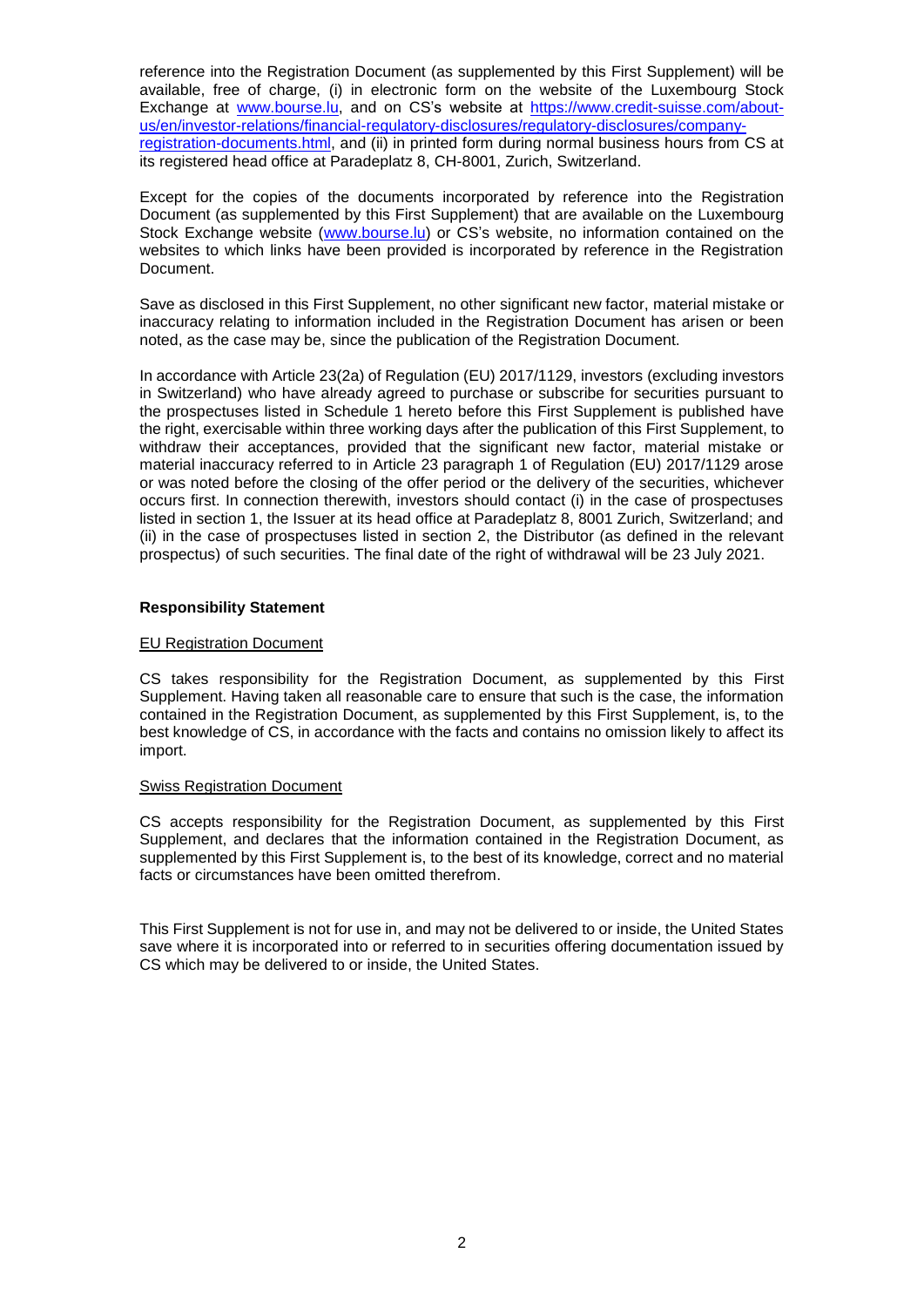reference into the Registration Document (as supplemented by this First Supplement) will be available, free of charge, (i) in electronic form on the website of the Luxembourg Stock Exchange at www.bourse.lu, and on CS's website at https://www.credit-suisse.com/about-us/en/investor-relations/financial-regulatory-disclosures/regulatory-disclosures/company-registration-documents.html, and (ii) in printed form during normal business hours from CS at its registered head office at Paradeplatz 8, CH-8001, Zurich, Switzerland.

Except for the copies of the documents incorporated by reference into the Registration Document (as supplemented by this First Supplement) that are available on the Luxembourg Stock Exchange website (www.bourse.lu) or CS's website, no information contained on the websites to which links have been provided is incorporated by reference in the Registration Document.

Save as disclosed in this First Supplement, no other significant new factor, material mistake or inaccuracy relating to information included in the Registration Document has arisen or been noted, as the case may be, since the publication of the Registration Document.

In accordance with Article 23(2a) of Regulation (EU) 2017/1129, investors (excluding investors in Switzerland) who have already agreed to purchase or subscribe for securities pursuant to the prospectuses listed in Schedule 1 hereto before this First Supplement is published have the right, exercisable within three working days after the publication of this First Supplement, to withdraw their acceptances, provided that the significant new factor, material mistake or material inaccuracy referred to in Article 23 paragraph 1 of Regulation (EU) 2017/1129 arose or was noted before the closing of the offer period or the delivery of the securities, whichever occurs first. In connection therewith, investors should contact (i) in the case of prospectuses listed in section 1, the Issuer at its head office at Paradeplatz 8, 8001 Zurich, Switzerland; and (ii) in the case of prospectuses listed in section 2, the Distributor (as defined in the relevant prospectus) of such securities. The final date of the right of withdrawal will be 23 July 2021.

**Responsibility Statement**

EU Registration Document

CS takes responsibility for the Registration Document, as supplemented by this First Supplement. Having taken all reasonable care to ensure that such is the case, the information contained in the Registration Document, as supplemented by this First Supplement, is, to the best knowledge of CS, in accordance with the facts and contains no omission likely to affect its import.

Swiss Registration Document

CS accepts responsibility for the Registration Document, as supplemented by this First Supplement, and declares that the information contained in the Registration Document, as supplemented by this First Supplement is, to the best of its knowledge, correct and no material facts or circumstances have been omitted therefrom.

This First Supplement is not for use in, and may not be delivered to or inside, the United States save where it is incorporated into or referred to in securities offering documentation issued by CS which may be delivered to or inside, the United States.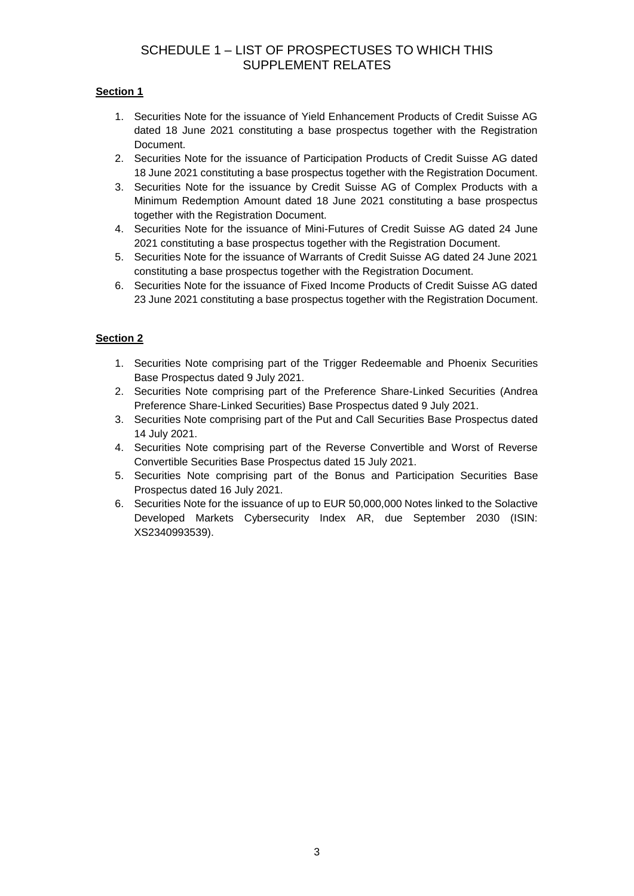# SCHEDULE 1 – LIST OF PROSPECTUSES TO WHICH THIS SUPPLEMENT RELATES

**Section 1**

1. Securities Note for the issuance of Yield Enhancement Products of Credit Suisse AG dated 18 June 2021 constituting a base prospectus together with the Registration Document.
2. Securities Note for the issuance of Participation Products of Credit Suisse AG dated 18 June 2021 constituting a base prospectus together with the Registration Document.
3. Securities Note for the issuance by Credit Suisse AG of Complex Products with a Minimum Redemption Amount dated 18 June 2021 constituting a base prospectus together with the Registration Document.
4. Securities Note for the issuance of Mini-Futures of Credit Suisse AG dated 24 June 2021 constituting a base prospectus together with the Registration Document.
5. Securities Note for the issuance of Warrants of Credit Suisse AG dated 24 June 2021 constituting a base prospectus together with the Registration Document.
6. Securities Note for the issuance of Fixed Income Products of Credit Suisse AG dated 23 June 2021 constituting a base prospectus together with the Registration Document.

**Section 2**

1. Securities Note comprising part of the Trigger Redeemable and Phoenix Securities Base Prospectus dated 9 July 2021.
2. Securities Note comprising part of the Preference Share-Linked Securities (Andrea Preference Share-Linked Securities) Base Prospectus dated 9 July 2021.
3. Securities Note comprising part of the Put and Call Securities Base Prospectus dated 14 July 2021.
4. Securities Note comprising part of the Reverse Convertible and Worst of Reverse Convertible Securities Base Prospectus dated 15 July 2021.
5. Securities Note comprising part of the Bonus and Participation Securities Base Prospectus dated 16 July 2021.
6. Securities Note for the issuance of up to EUR 50,000,000 Notes linked to the Solactive Developed Markets Cybersecurity Index AR, due September 2030 (ISIN: XS2340993539).